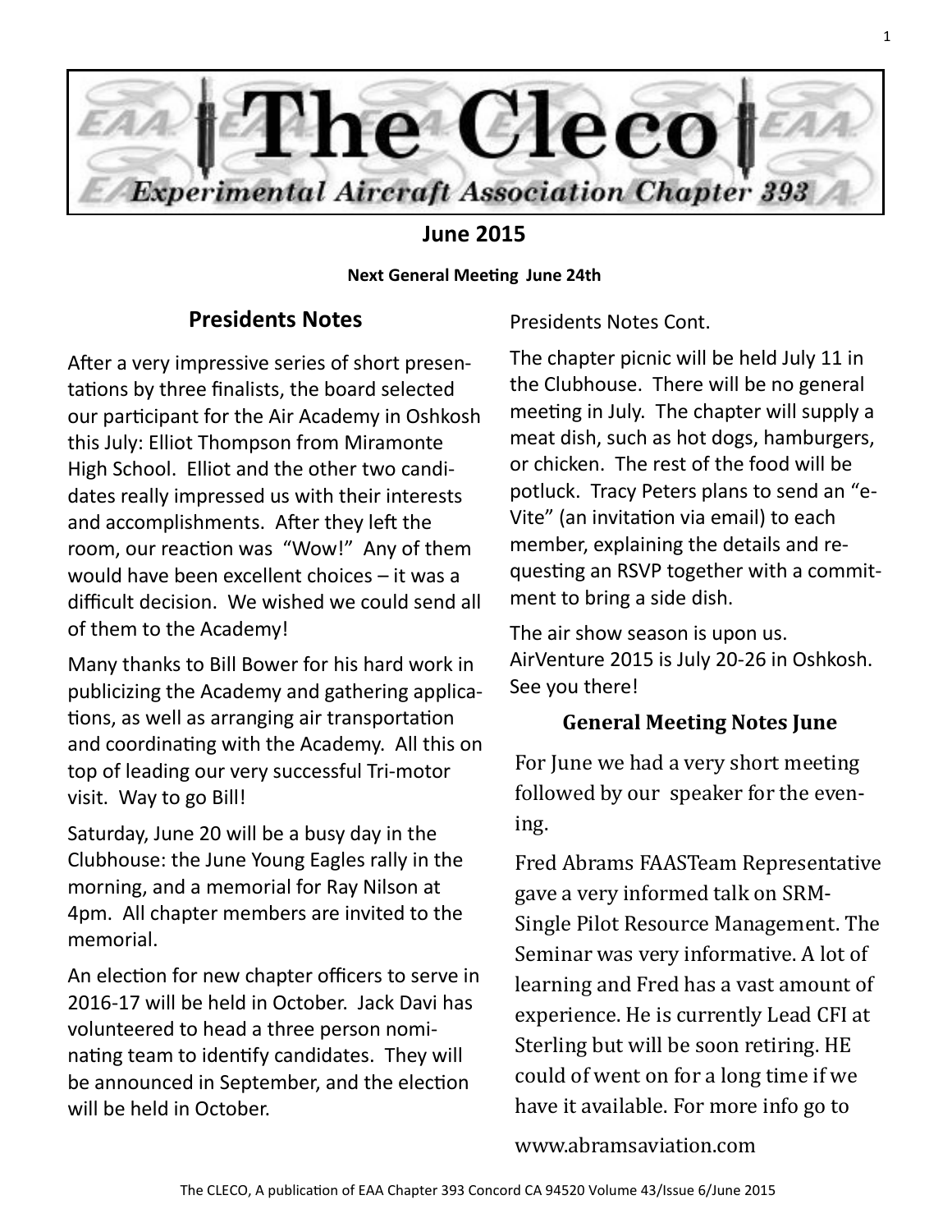# The Cleco

**Experimental Aircraft Association Chapter 393**

## June 2015

**Next General Meeting June 24th**

## Presidents Notes

After a very impressive series of short presentations by three finalists, the board selected our participant for the Air Academy in Oshkosh this July: Elliot Thompson from Miramonte High School. Elliot and the other two candidates really impressed us with their interests and accomplishments. After they left the room, our reaction was "Wow!" Any of them would have been excellent choices – it was a difficult decision. We wished we could send all of them to the Academy!

Many thanks to Bill Bower for his hard work in publicizing the Academy and gathering applications, as well as arranging air transportation and coordinating with the Academy. All this on top of leading our very successful Tri-motor visit. Way to go Bill!

Saturday, June 20 will be a busy day in the Clubhouse: the June Young Eagles rally in the morning, and a memorial for Ray Nilson at 4pm. All chapter members are invited to the memorial.

An election for new chapter officers to serve in 2016-17 will be held in October. Jack Davi has volunteered to head a three person nominating team to identify candidates. They will be announced in September, and the election will be held in October.

Presidents Notes Cont.

The chapter picnic will be held July 11 in the Clubhouse. There will be no general meeting in July. The chapter will supply a meat dish, such as hot dogs, hamburgers, or chicken. The rest of the food will be potluck. Tracy Peters plans to send an "e-Vite" (an invitation via email) to each member, explaining the details and requesting an RSVP together with a commitment to bring a side dish.

The air show season is upon us. AirVenture 2015 is July 20-26 in Oshkosh. See you there!

## General Meeting Notes June

For June we had a very short meeting followed by our speaker for the evening.

Fred Abrams FAASTeam Representative gave a very informed talk on SRM-Single Pilot Resource Management. The Seminar was very informative. A lot of learning and Fred has a vast amount of experience. He is currently Lead CFI at Sterling but will be soon retiring. HE could of went on for a long time if we have it available. For more info go to

www.abramsaviation.com

The CLECO, A publication of EAA Chapter 393 Concord CA 94520 Volume 43/Issue 6/June 2015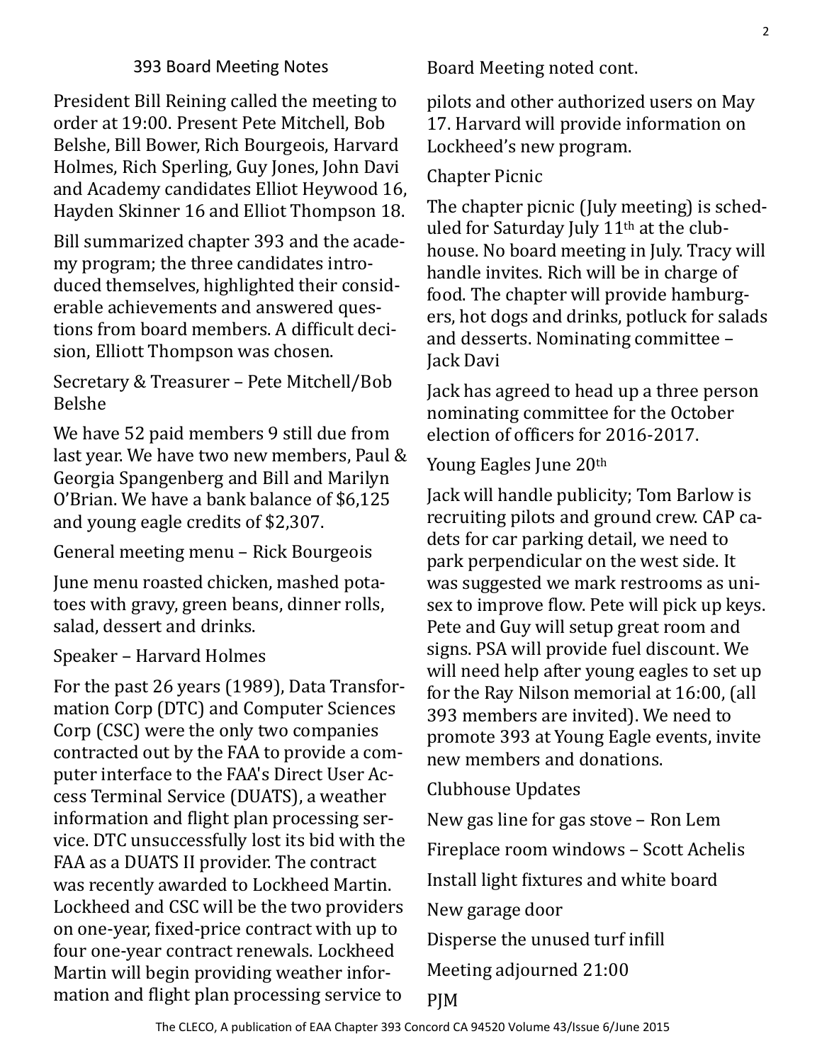## 393 Board Meeting Notes

President Bill Reining called the meeting to order at 19:00. Present Pete Mitchell, Bob Belshe, Bill Bower, Rich Bourgeois, Harvard Holmes, Rich Sperling, Guy Jones, John Davi and Academy candidates Elliot Heywood 16, Hayden Skinner 16 and Elliot Thompson 18.

Bill summarized chapter 393 and the academy program; the three candidates introduced themselves, highlighted their considerable achievements and answered questions from board members. A difficult decision, Elliott Thompson was chosen.

Secretary & Treasurer – Pete Mitchell/Bob Belshe

We have 52 paid members 9 still due from last year. We have two new members, Paul & Georgia Spangenberg and Bill and Marilyn O'Brian. We have a bank balance of $6,125 and young eagle credits of $2,307.

General meeting menu – Rick Bourgeois

June menu roasted chicken, mashed potatoes with gravy, green beans, dinner rolls, salad, dessert and drinks.

Speaker – Harvard Holmes

For the past 26 years (1989), Data Transformation Corp (DTC) and Computer Sciences Corp (CSC) were the only two companies contracted out by the FAA to provide a computer interface to the FAA's Direct User Access Terminal Service (DUATS), a weather information and flight plan processing service. DTC unsuccessfully lost its bid with the FAA as a DUATS II provider. The contract was recently awarded to Lockheed Martin. Lockheed and CSC will be the two providers on one-year, fixed-price contract with up to four one-year contract renewals. Lockheed Martin will begin providing weather information and flight plan processing service to

Board Meeting noted cont.

pilots and other authorized users on May 17. Harvard will provide information on Lockheed's new program.

Chapter Picnic

The chapter picnic (July meeting) is scheduled for Saturday July 11th at the clubhouse. No board meeting in July. Tracy will handle invites. Rich will be in charge of food. The chapter will provide hamburgers, hot dogs and drinks, potluck for salads and desserts. Nominating committee – Jack Davi

Jack has agreed to head up a three person nominating committee for the October election of officers for 2016-2017.

Young Eagles June 20th

Jack will handle publicity; Tom Barlow is recruiting pilots and ground crew. CAP cadets for car parking detail, we need to park perpendicular on the west side. It was suggested we mark restrooms as unisex to improve flow. Pete will pick up keys. Pete and Guy will setup great room and signs. PSA will provide fuel discount. We will need help after young eagles to set up for the Ray Nilson memorial at 16:00, (all 393 members are invited). We need to promote 393 at Young Eagle events, invite new members and donations.

Clubhouse Updates

New gas line for gas stove – Ron Lem

Fireplace room windows – Scott Achelis

Install light fixtures and white board

New garage door

Disperse the unused turf infill

Meeting adjourned 21:00

PJM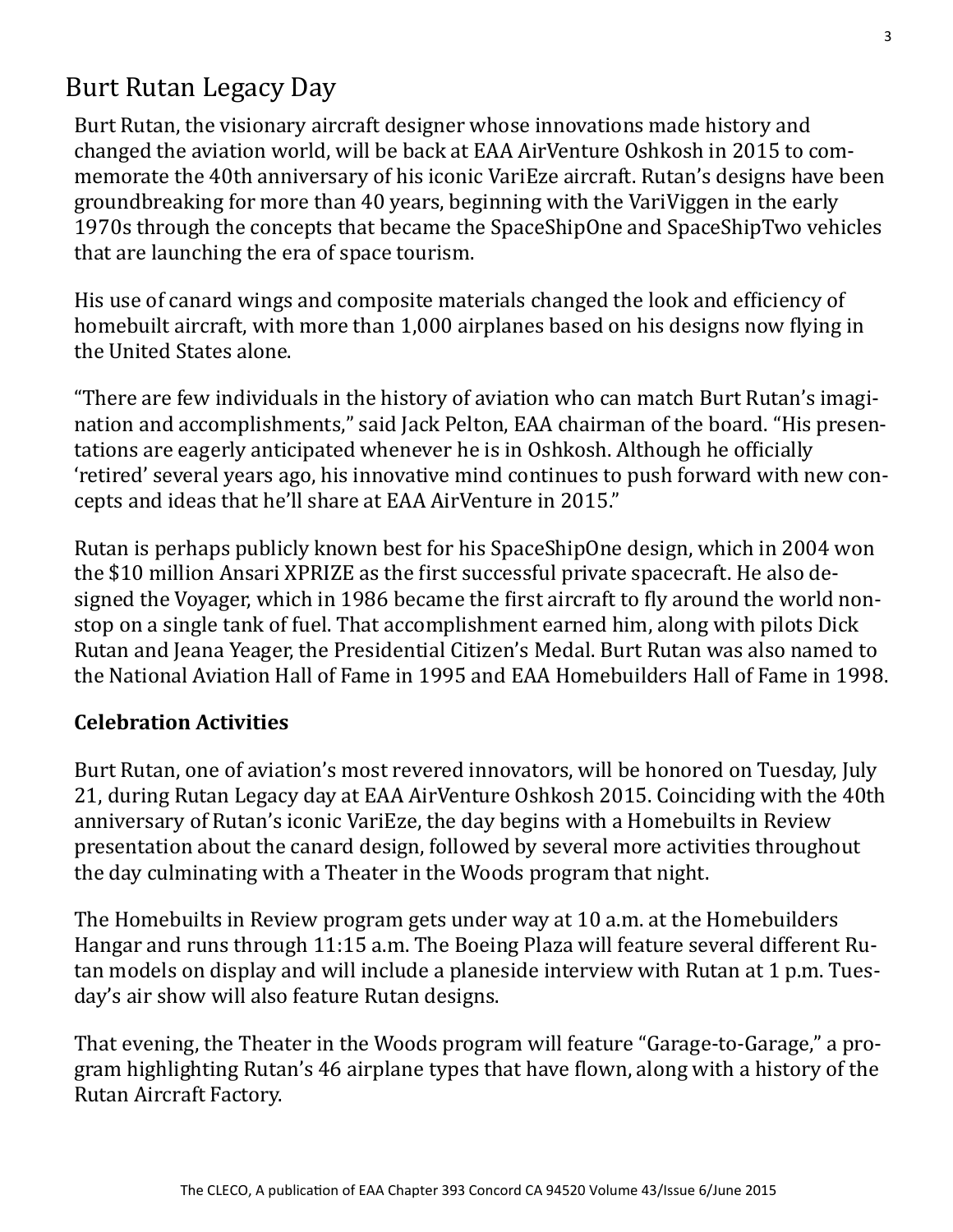# Burt Rutan Legacy Day

Burt Rutan, the visionary aircraft designer whose innovations made history and changed the aviation world, will be back at EAA AirVenture Oshkosh in 2015 to commemorate the 40th anniversary of his iconic VariEze aircraft. Rutan's designs have been groundbreaking for more than 40 years, beginning with the VariViggen in the early 1970s through the concepts that became the SpaceShipOne and SpaceShipTwo vehicles that are launching the era of space tourism.

His use of canard wings and composite materials changed the look and efficiency of homebuilt aircraft, with more than 1,000 airplanes based on his designs now flying in the United States alone.

"There are few individuals in the history of aviation who can match Burt Rutan's imagination and accomplishments," said Jack Pelton, EAA chairman of the board. "His presentations are eagerly anticipated whenever he is in Oshkosh. Although he officially 'retired' several years ago, his innovative mind continues to push forward with new concepts and ideas that he'll share at EAA AirVenture in 2015."

Rutan is perhaps publicly known best for his SpaceShipOne design, which in 2004 won the $10 million Ansari XPRIZE as the first successful private spacecraft. He also designed the Voyager, which in 1986 became the first aircraft to fly around the world nonstop on a single tank of fuel. That accomplishment earned him, along with pilots Dick Rutan and Jeana Yeager, the Presidential Citizen's Medal. Burt Rutan was also named to the National Aviation Hall of Fame in 1995 and EAA Homebuilders Hall of Fame in 1998.

## Celebration Activities

Burt Rutan, one of aviation's most revered innovators, will be honored on Tuesday, July 21, during Rutan Legacy day at EAA AirVenture Oshkosh 2015. Coinciding with the 40th anniversary of Rutan's iconic VariEze, the day begins with a Homebuilts in Review presentation about the canard design, followed by several more activities throughout the day culminating with a Theater in the Woods program that night.

The Homebuilts in Review program gets under way at 10 a.m. at the Homebuilders Hangar and runs through 11:15 a.m. The Boeing Plaza will feature several different Rutan models on display and will include a planeside interview with Rutan at 1 p.m. Tuesday's air show will also feature Rutan designs.

That evening, the Theater in the Woods program will feature "Garage-to-Garage," a program highlighting Rutan's 46 airplane types that have flown, along with a history of the Rutan Aircraft Factory.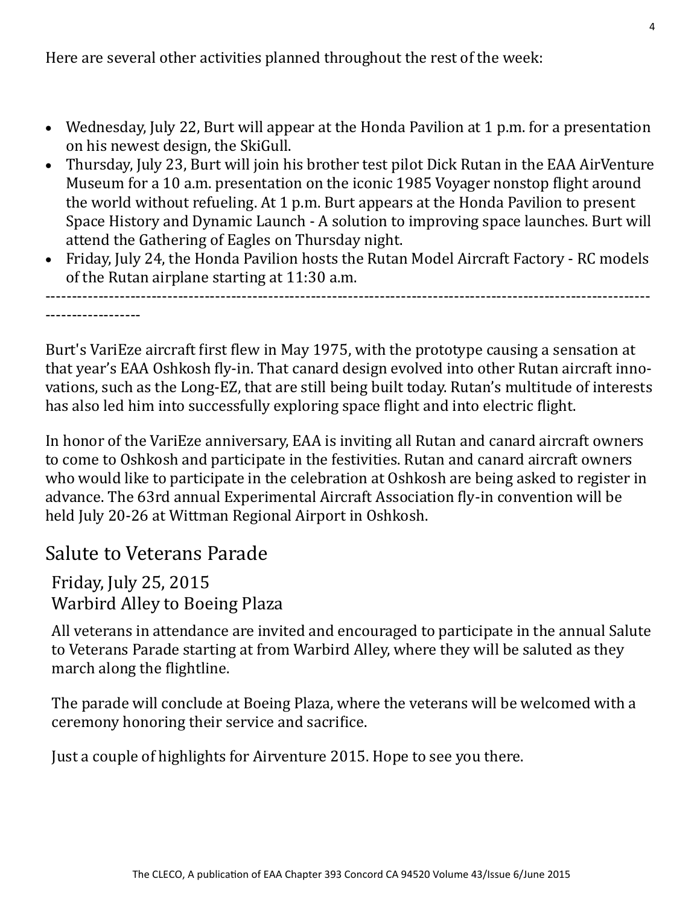Here are several other activities planned throughout the rest of the week:

- Wednesday, July 22, Burt will appear at the Honda Pavilion at 1 p.m. for a presentation on his newest design, the SkiGull.
- Thursday, July 23, Burt will join his brother test pilot Dick Rutan in the EAA AirVenture Museum for a 10 a.m. presentation on the iconic 1985 Voyager nonstop flight around the world without refueling. At 1 p.m. Burt appears at the Honda Pavilion to present Space History and Dynamic Launch - A solution to improving space launches. Burt will attend the Gathering of Eagles on Thursday night.
- Friday, July 24, the Honda Pavilion hosts the Rutan Model Aircraft Factory - RC models of the Rutan airplane starting at 11:30 a.m.

---

Burt's VariEze aircraft first flew in May 1975, with the prototype causing a sensation at that year's EAA Oshkosh fly-in. That canard design evolved into other Rutan aircraft innovations, such as the Long-EZ, that are still being built today. Rutan's multitude of interests has also led him into successfully exploring space flight and into electric flight.

In honor of the VariEze anniversary, EAA is inviting all Rutan and canard aircraft owners to come to Oshkosh and participate in the festivities. Rutan and canard aircraft owners who would like to participate in the celebration at Oshkosh are being asked to register in advance. The 63rd annual Experimental Aircraft Association fly-in convention will be held July 20-26 at Wittman Regional Airport in Oshkosh.

## Salute to Veterans Parade

### Friday, July 25, 2015
### Warbird Alley to Boeing Plaza

All veterans in attendance are invited and encouraged to participate in the annual Salute to Veterans Parade starting at from Warbird Alley, where they will be saluted as they march along the flightline.

The parade will conclude at Boeing Plaza, where the veterans will be welcomed with a ceremony honoring their service and sacrifice.

Just a couple of highlights for Airventure 2015. Hope to see you there.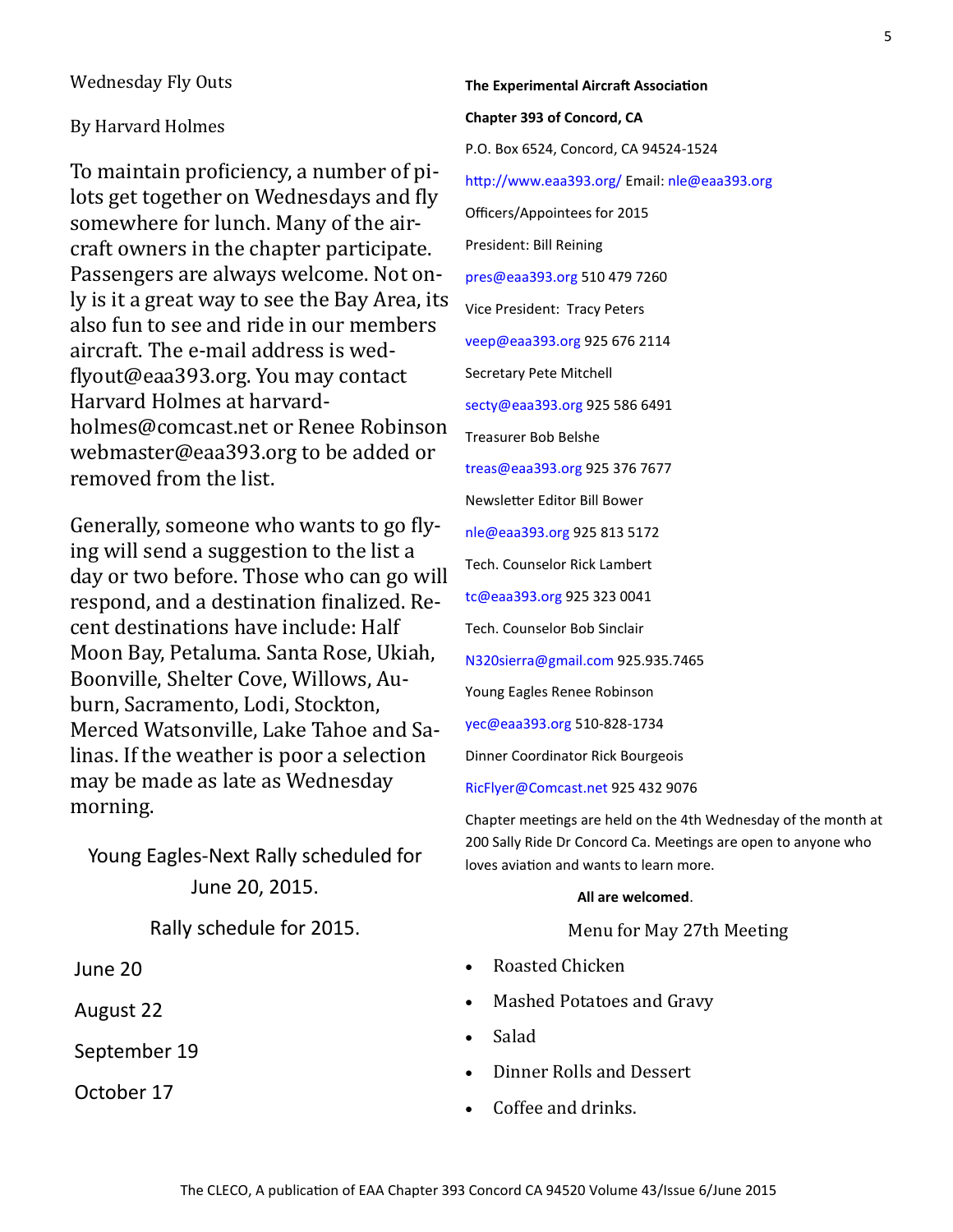## Wednesday Fly Outs

By Harvard Holmes

To maintain proficiency, a number of pilots get together on Wednesdays and fly somewhere for lunch. Many of the aircraft owners in the chapter participate. Passengers are always welcome. Not only is it a great way to see the Bay Area, its also fun to see and ride in our members aircraft. The e-mail address is wedflyout@eaa393.org. You may contact Harvard Holmes at harvardholmes@comcast.net or Renee Robinson webmaster@eaa393.org to be added or removed from the list.

Generally, someone who wants to go flying will send a suggestion to the list a day or two before. Those who can go will respond, and a destination finalized. Recent destinations have include: Half Moon Bay, Petaluma. Santa Rose, Ukiah, Boonville, Shelter Cove, Willows, Auburn, Sacramento, Lodi, Stockton, Merced Watsonville, Lake Tahoe and Salinas. If the weather is poor a selection may be made as late as Wednesday morning.

Young Eagles-Next Rally scheduled for June 20, 2015.

Rally schedule for 2015.

June 20

August 22

September 19

October 17

**The Experimental Aircraft Association**

**Chapter 393 of Concord, CA**

P.O. Box 6524, Concord, CA 94524-1524

http://www.eaa393.org/ Email: nle@eaa393.org

Officers/Appointees for 2015

President: Bill Reining

pres@eaa393.org 510 479 7260

Vice President: Tracy Peters

veep@eaa393.org 925 676 2114

Secretary Pete Mitchell

secty@eaa393.org 925 586 6491

Treasurer Bob Belshe

treas@eaa393.org 925 376 7677

Newsletter Editor Bill Bower

nle@eaa393.org 925 813 5172

Tech. Counselor Rick Lambert

tc@eaa393.org 925 323 0041

Tech. Counselor Bob Sinclair

N320sierra@gmail.com 925.935.7465

Young Eagles Renee Robinson

yec@eaa393.org 510-828-1734

Dinner Coordinator Rick Bourgeois

RicFlyer@Comcast.net 925 432 9076

Chapter meetings are held on the 4th Wednesday of the month at 200 Sally Ride Dr Concord Ca. Meetings are open to anyone who loves aviation and wants to learn more.

**All are welcomed**.

Menu for May 27th Meeting

- Roasted Chicken
- Mashed Potatoes and Gravy
- Salad
- Dinner Rolls and Dessert
- Coffee and drinks.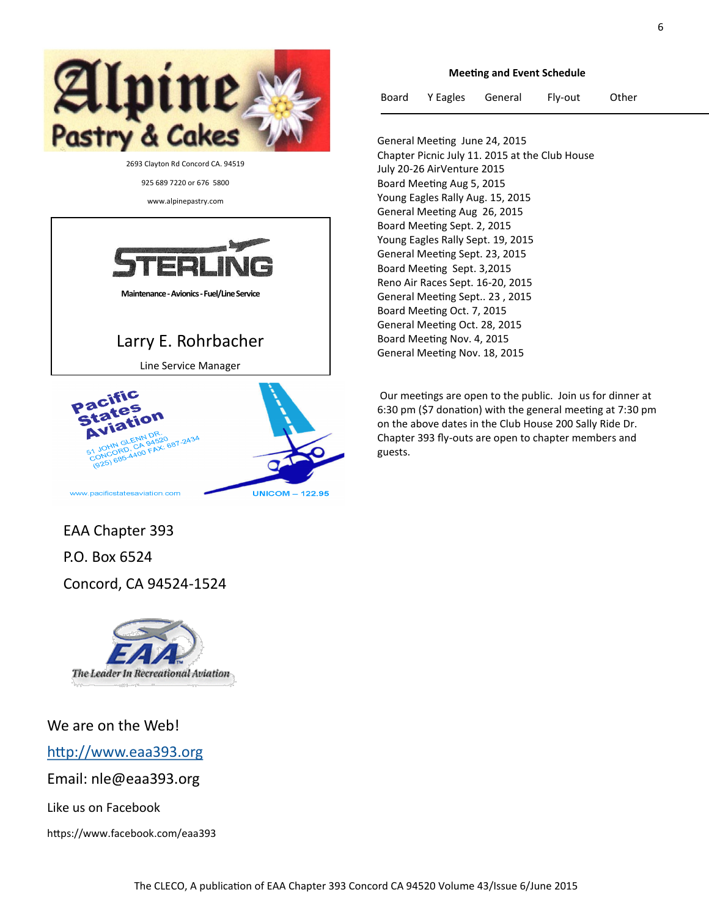Alpine Pastry & Cakes

2693 Clayton Rd Concord CA. 94519

925 689 7220 or 676 5800

www.alpinepastry.com

STERLING

Maintenance - Avionics - Fuel/Line Service

Larry E. Rohrbacher

Line Service Manager

Pacific States Aviation

51 JOHN GLENN DR.
CONCORD, CA 94520
(925) 685-4400 FAX: 687-2434

www.pacificstatesaviation.com

UNICOM – 122.95

EAA Chapter 393

P.O. Box 6524

Concord, CA 94524-1524

EAA The Leader In Recreational Aviation

We are on the Web!

http://www.eaa393.org

Email: nle@eaa393.org

Like us on Facebook

https://www.facebook.com/eaa393

**Meeting and Event Schedule**

Board Y Eagles General Fly-out Other

General Meeting June 24, 2015
Chapter Picnic July 11. 2015 at the Club House
July 20-26 AirVenture 2015
Board Meeting Aug 5, 2015
Young Eagles Rally Aug. 15, 2015
General Meeting Aug 26, 2015
Board Meeting Sept. 2, 2015
Young Eagles Rally Sept. 19, 2015
General Meeting Sept. 23, 2015
Board Meeting Sept. 3,2015
Reno Air Races Sept. 16-20, 2015
General Meeting Sept.. 23 , 2015
Board Meeting Oct. 7, 2015
General Meeting Oct. 28, 2015
Board Meeting Nov. 4, 2015
General Meeting Nov. 18, 2015

Our meetings are open to the public. Join us for dinner at 6:30 pm ($7 donation) with the general meeting at 7:30 pm on the above dates in the Club House 200 Sally Ride Dr. Chapter 393 fly-outs are open to chapter members and guests.

The CLECO, A publication of EAA Chapter 393 Concord CA 94520 Volume 43/Issue 6/June 2015